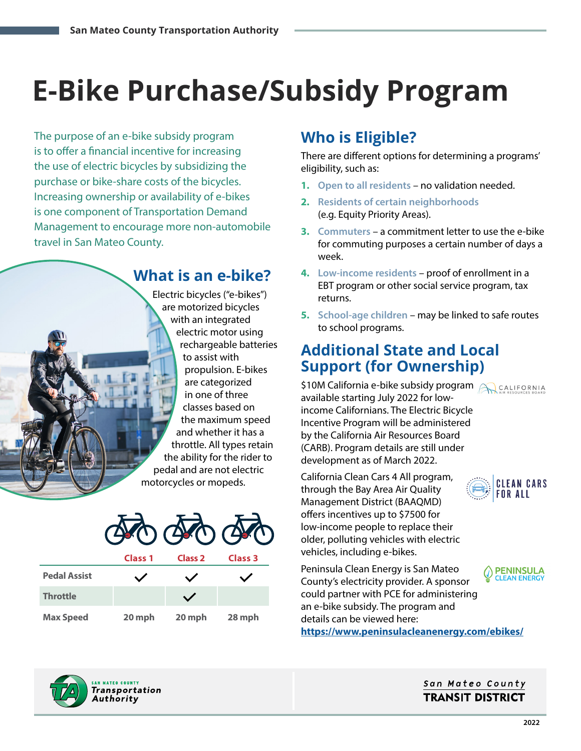# E-Bike Purchase/Subsidy Program

The purpose of an e-bike subsidy program is to offer a financial incentive for increasing the use of electric bicycles by subsidizing the purchase or bike-share costs of the bicycles. Increasing ownership or availability of e-bikes is one component of Transportation Demand Management to encourage more non-automobile travel in San Mateo County.

## What is an e-bike?

Electric bicycles ("e-bikes") are motorized bicycles with an integrated electric motor using rechargeable batteries to assist with propulsion. E-bikes are categorized in one of three classes based on the maximum speed and whether it has a throttle. All types retain the ability for the rider to pedal and are not electric motorcycles or mopeds.

| | Class 1 | Class 2 | Class 3 |
|---|---|---|---|
| Pedal Assist | ✓ | ✓ | ✓ |
| Throttle | | ✓ | |
| Max Speed | 20 mph | 20 mph | 28 mph |

## Who is Eligible?

There are different options for determining a programs' eligibility, such as:

1. **Open to all residents** – no validation needed.
2. **Residents of certain neighborhoods** (e.g. Equity Priority Areas).
3. **Commuters** – a commitment letter to use the e-bike for commuting purposes a certain number of days a week.
4. **Low-income residents** – proof of enrollment in a EBT program or other social service program, tax returns.
5. **School-age children** – may be linked to safe routes to school programs.

## Additional State and Local Support (for Ownership)

$10M California e-bike subsidy program available starting July 2022 for low-income Californians. The Electric Bicycle Incentive Program will be administered by the California Air Resources Board (CARB). Program details are still under development as of March 2022.

California Clean Cars 4 All program, through the Bay Area Air Quality Management District (BAAQMD) offers incentives up to $7500 for low-income people to replace their older, polluting vehicles with electric vehicles, including e-bikes.

Peninsula Clean Energy is San Mateo County's electricity provider. A sponsor could partner with PCE for administering an e-bike subsidy. The program and details can be viewed here: **https://www.peninsulacleanenergy.com/ebikes/**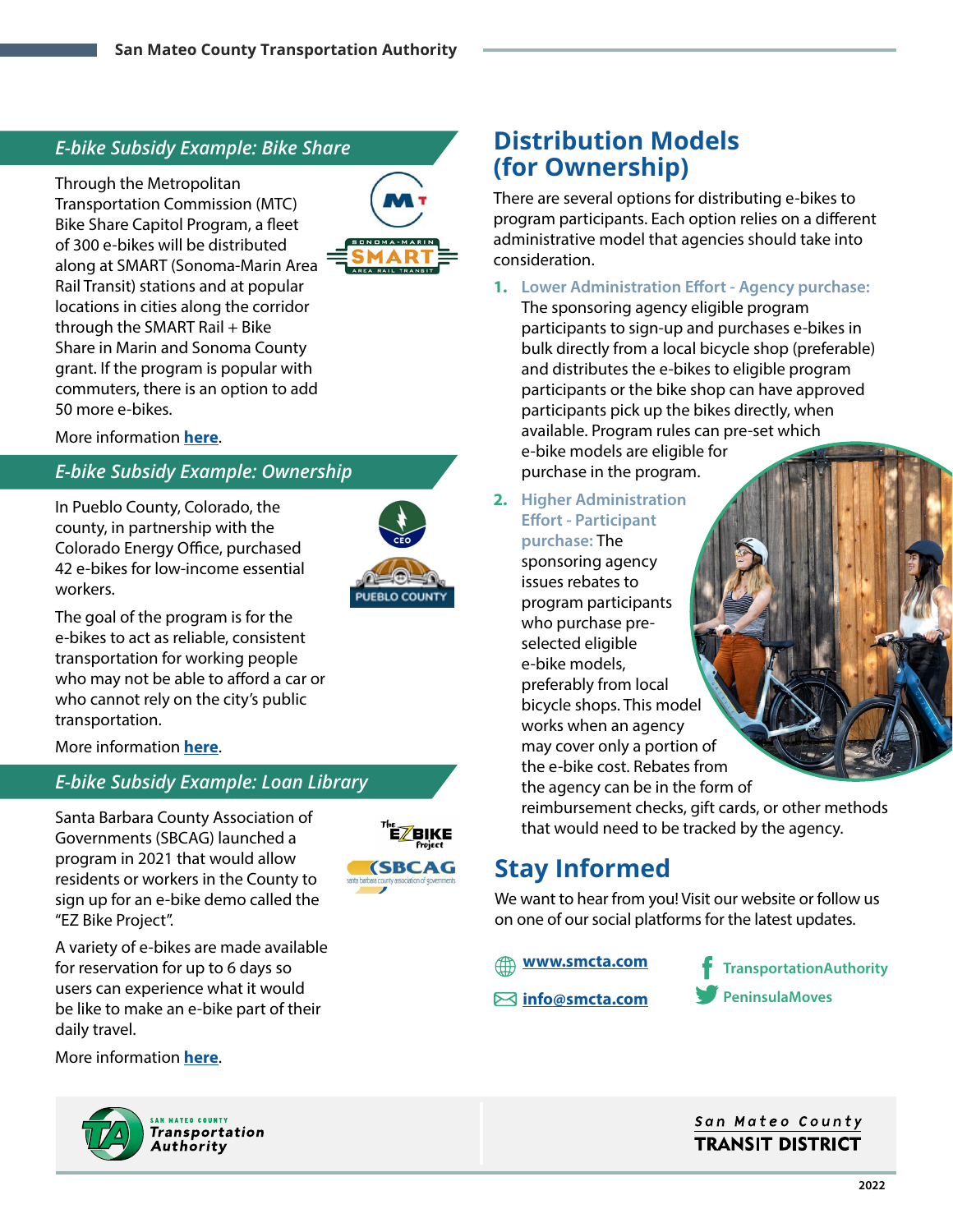## *E-bike Subsidy Example: Bike Share*

Through the Metropolitan Transportation Commission (MTC) Bike Share Capitol Program, a fleet of 300 e-bikes will be distributed along at SMART (Sonoma-Marin Area Rail Transit) stations and at popular locations in cities along the corridor through the SMART Rail + Bike Share in Marin and Sonoma County grant. If the program is popular with commuters, there is an option to add 50 more e-bikes.

More information **here**.

## *E-bike Subsidy Example: Ownership*

In Pueblo County, Colorado, the county, in partnership with the Colorado Energy Office, purchased 42 e-bikes for low-income essential workers.

The goal of the program is for the e-bikes to act as reliable, consistent transportation for working people who may not be able to afford a car or who cannot rely on the city's public transportation.

More information **here**.

## *E-bike Subsidy Example: Loan Library*

Santa Barbara County Association of Governments (SBCAG) launched a program in 2021 that would allow residents or workers in the County to sign up for an e-bike demo called the "EZ Bike Project".

A variety of e-bikes are made available for reservation for up to 6 days so users can experience what it would be like to make an e-bike part of their daily travel.

More information **here**.

# Distribution Models (for Ownership)

There are several options for distributing e-bikes to program participants. Each option relies on a different administrative model that agencies should take into consideration.

1. **Lower Administration Effort - Agency purchase:** The sponsoring agency eligible program participants to sign-up and purchases e-bikes in bulk directly from a local bicycle shop (preferable) and distributes the e-bikes to eligible program participants or the bike shop can have approved participants pick up the bikes directly, when available. Program rules can pre-set which e-bike models are eligible for purchase in the program.
2. **Higher Administration Effort - Participant purchase:** The sponsoring agency issues rebates to program participants who purchase pre-selected eligible e-bike models, preferably from local bicycle shops. This model works when an agency may cover only a portion of the e-bike cost. Rebates from the agency can be in the form of reimbursement checks, gift cards, or other methods that would need to be tracked by the agency.

# Stay Informed

We want to hear from you! Visit our website or follow us on one of our social platforms for the latest updates.

**www.smcta.com**

**info@smcta.com**

TransportationAuthority

PeninsulaMoves

San Mateo County Transportation Authority

San Mateo County TRANSIT DISTRICT